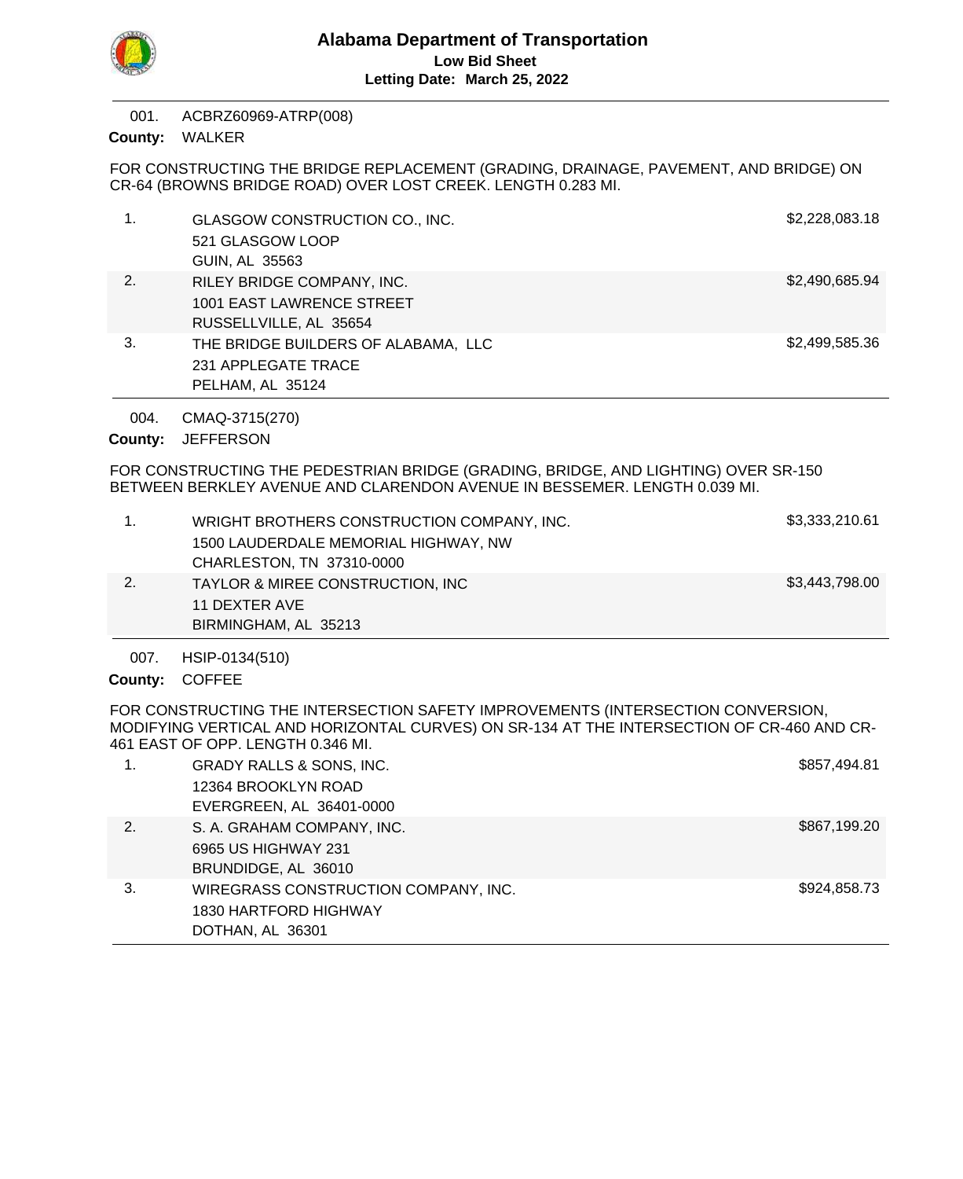# Alabama Department of Transportation

**Low Bid Sheet**

**Letting Date: March 25, 2022**

---

001. ACBRZ60969-ATRP(008)

**County:** WALKER

FOR CONSTRUCTING THE BRIDGE REPLACEMENT (GRADING, DRAINAGE, PAVEMENT, AND BRIDGE) ON CR-64 (BROWNS BRIDGE ROAD) OVER LOST CREEK. LENGTH 0.283 MI.

| # | Bidder | Amount |
|---|---|---|
| 1. | GLASGOW CONSTRUCTION CO., INC.<br>521 GLASGOW LOOP<br>GUIN, AL 35563 | $2,228,083.18 |
| 2. | RILEY BRIDGE COMPANY, INC.<br>1001 EAST LAWRENCE STREET<br>RUSSELLVILLE, AL 35654 | $2,490,685.94 |
| 3. | THE BRIDGE BUILDERS OF ALABAMA, LLC<br>231 APPLEGATE TRACE<br>PELHAM, AL 35124 | $2,499,585.36 |

---

004. CMAQ-3715(270)

**County:** JEFFERSON

FOR CONSTRUCTING THE PEDESTRIAN BRIDGE (GRADING, BRIDGE, AND LIGHTING) OVER SR-150 BETWEEN BERKLEY AVENUE AND CLARENDON AVENUE IN BESSEMER. LENGTH 0.039 MI.

| # | Bidder | Amount |
|---|---|---|
| 1. | WRIGHT BROTHERS CONSTRUCTION COMPANY, INC.<br>1500 LAUDERDALE MEMORIAL HIGHWAY, NW<br>CHARLESTON, TN 37310-0000 | $3,333,210.61 |
| 2. | TAYLOR & MIREE CONSTRUCTION, INC<br>11 DEXTER AVE<br>BIRMINGHAM, AL 35213 | $3,443,798.00 |

---

007. HSIP-0134(510)

**County:** COFFEE

FOR CONSTRUCTING THE INTERSECTION SAFETY IMPROVEMENTS (INTERSECTION CONVERSION, MODIFYING VERTICAL AND HORIZONTAL CURVES) ON SR-134 AT THE INTERSECTION OF CR-460 AND CR-461 EAST OF OPP. LENGTH 0.346 MI.

| # | Bidder | Amount |
|---|---|---|
| 1. | GRADY RALLS & SONS, INC.<br>12364 BROOKLYN ROAD<br>EVERGREEN, AL 36401-0000 | $857,494.81 |
| 2. | S. A. GRAHAM COMPANY, INC.<br>6965 US HIGHWAY 231<br>BRUNDIDGE, AL 36010 | $867,199.20 |
| 3. | WIREGRASS CONSTRUCTION COMPANY, INC.<br>1830 HARTFORD HIGHWAY<br>DOTHAN, AL 36301 | $924,858.73 |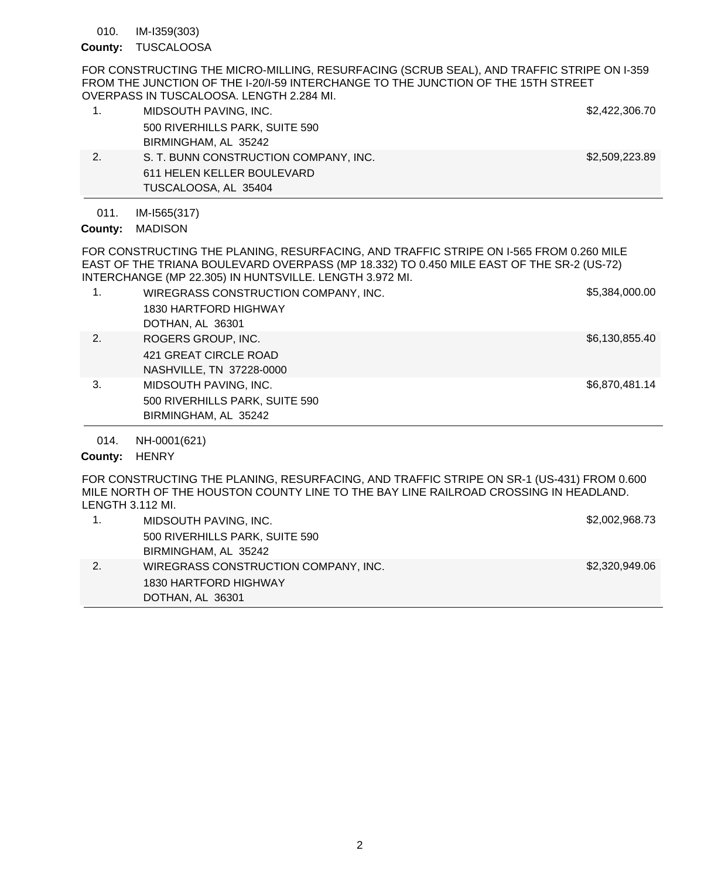010. IM-I359(303)

**County:** TUSCALOOSA

FOR CONSTRUCTING THE MICRO-MILLING, RESURFACING (SCRUB SEAL), AND TRAFFIC STRIPE ON I-359 FROM THE JUNCTION OF THE I-20/I-59 INTERCHANGE TO THE JUNCTION OF THE 15TH STREET OVERPASS IN TUSCALOOSA. LENGTH 2.284 MI.

| | Bidder | Amount |
|---|---|---|
| 1. | MIDSOUTH PAVING, INC.<br>500 RIVERHILLS PARK, SUITE 590<br>BIRMINGHAM, AL 35242 | $2,422,306.70 |
| 2. | S. T. BUNN CONSTRUCTION COMPANY, INC.<br>611 HELEN KELLER BOULEVARD<br>TUSCALOOSA, AL 35404 | $2,509,223.89 |

011. IM-I565(317)

**County:** MADISON

FOR CONSTRUCTING THE PLANING, RESURFACING, AND TRAFFIC STRIPE ON I-565 FROM 0.260 MILE EAST OF THE TRIANA BOULEVARD OVERPASS (MP 18.332) TO 0.450 MILE EAST OF THE SR-2 (US-72) INTERCHANGE (MP 22.305) IN HUNTSVILLE. LENGTH 3.972 MI.

| | Bidder | Amount |
|---|---|---|
| 1. | WIREGRASS CONSTRUCTION COMPANY, INC.<br>1830 HARTFORD HIGHWAY<br>DOTHAN, AL 36301 | $5,384,000.00 |
| 2. | ROGERS GROUP, INC.<br>421 GREAT CIRCLE ROAD<br>NASHVILLE, TN 37228-0000 | $6,130,855.40 |
| 3. | MIDSOUTH PAVING, INC.<br>500 RIVERHILLS PARK, SUITE 590<br>BIRMINGHAM, AL 35242 | $6,870,481.14 |

014. NH-0001(621)

**County:** HENRY

FOR CONSTRUCTING THE PLANING, RESURFACING, AND TRAFFIC STRIPE ON SR-1 (US-431) FROM 0.600 MILE NORTH OF THE HOUSTON COUNTY LINE TO THE BAY LINE RAILROAD CROSSING IN HEADLAND. LENGTH 3.112 MI.

| | Bidder | Amount |
|---|---|---|
| 1. | MIDSOUTH PAVING, INC.<br>500 RIVERHILLS PARK, SUITE 590<br>BIRMINGHAM, AL 35242 | $2,002,968.73 |
| 2. | WIREGRASS CONSTRUCTION COMPANY, INC.<br>1830 HARTFORD HIGHWAY<br>DOTHAN, AL 36301 | $2,320,949.06 |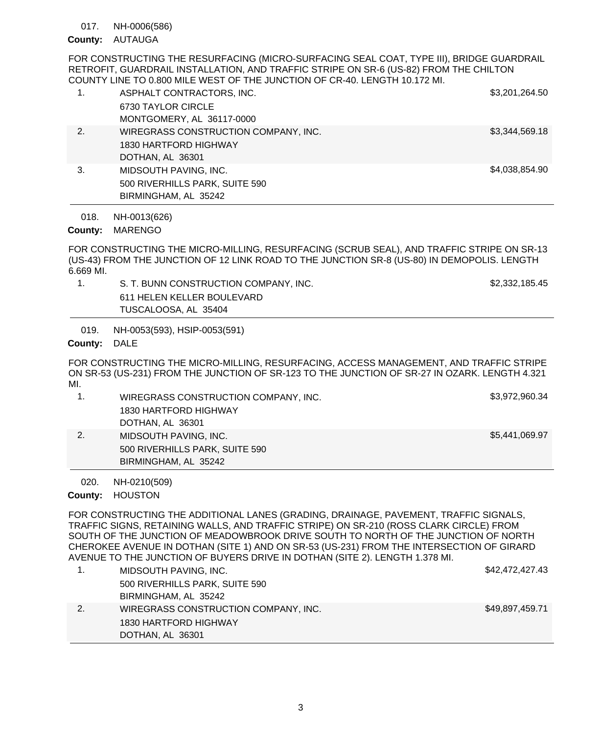017. NH-0006(586)

**County:** AUTAUGA

FOR CONSTRUCTING THE RESURFACING (MICRO-SURFACING SEAL COAT, TYPE III), BRIDGE GUARDRAIL RETROFIT, GUARDRAIL INSTALLATION, AND TRAFFIC STRIPE ON SR-6 (US-82) FROM THE CHILTON COUNTY LINE TO 0.800 MILE WEST OF THE JUNCTION OF CR-40. LENGTH 10.172 MI.

| | Bidder | Amount |
|---|---|---|
| 1. | ASPHALT CONTRACTORS, INC.<br>6730 TAYLOR CIRCLE<br>MONTGOMERY, AL 36117-0000 | $3,201,264.50 |
| 2. | WIREGRASS CONSTRUCTION COMPANY, INC.<br>1830 HARTFORD HIGHWAY<br>DOTHAN, AL 36301 | $3,344,569.18 |
| 3. | MIDSOUTH PAVING, INC.<br>500 RIVERHILLS PARK, SUITE 590<br>BIRMINGHAM, AL 35242 | $4,038,854.90 |

018. NH-0013(626)

**County:** MARENGO

FOR CONSTRUCTING THE MICRO-MILLING, RESURFACING (SCRUB SEAL), AND TRAFFIC STRIPE ON SR-13 (US-43) FROM THE JUNCTION OF 12 LINK ROAD TO THE JUNCTION SR-8 (US-80) IN DEMOPOLIS. LENGTH 6.669 MI.

| | Bidder | Amount |
|---|---|---|
| 1. | S. T. BUNN CONSTRUCTION COMPANY, INC.<br>611 HELEN KELLER BOULEVARD<br>TUSCALOOSA, AL 35404 | $2,332,185.45 |

019. NH-0053(593), HSIP-0053(591)

**County:** DALE

FOR CONSTRUCTING THE MICRO-MILLING, RESURFACING, ACCESS MANAGEMENT, AND TRAFFIC STRIPE ON SR-53 (US-231) FROM THE JUNCTION OF SR-123 TO THE JUNCTION OF SR-27 IN OZARK. LENGTH 4.321 MI.

| | Bidder | Amount |
|---|---|---|
| 1. | WIREGRASS CONSTRUCTION COMPANY, INC.<br>1830 HARTFORD HIGHWAY<br>DOTHAN, AL 36301 | $3,972,960.34 |
| 2. | MIDSOUTH PAVING, INC.<br>500 RIVERHILLS PARK, SUITE 590<br>BIRMINGHAM, AL 35242 | $5,441,069.97 |

020. NH-0210(509)

**County:** HOUSTON

FOR CONSTRUCTING THE ADDITIONAL LANES (GRADING, DRAINAGE, PAVEMENT, TRAFFIC SIGNALS, TRAFFIC SIGNS, RETAINING WALLS, AND TRAFFIC STRIPE) ON SR-210 (ROSS CLARK CIRCLE) FROM SOUTH OF THE JUNCTION OF MEADOWBROOK DRIVE SOUTH TO NORTH OF THE JUNCTION OF NORTH CHEROKEE AVENUE IN DOTHAN (SITE 1) AND ON SR-53 (US-231) FROM THE INTERSECTION OF GIRARD AVENUE TO THE JUNCTION OF BUYERS DRIVE IN DOTHAN (SITE 2). LENGTH 1.378 MI.

| | Bidder | Amount |
|---|---|---|
| 1. | MIDSOUTH PAVING, INC.<br>500 RIVERHILLS PARK, SUITE 590<br>BIRMINGHAM, AL 35242 | $42,472,427.43 |
| 2. | WIREGRASS CONSTRUCTION COMPANY, INC.<br>1830 HARTFORD HIGHWAY<br>DOTHAN, AL 36301 | $49,897,459.71 |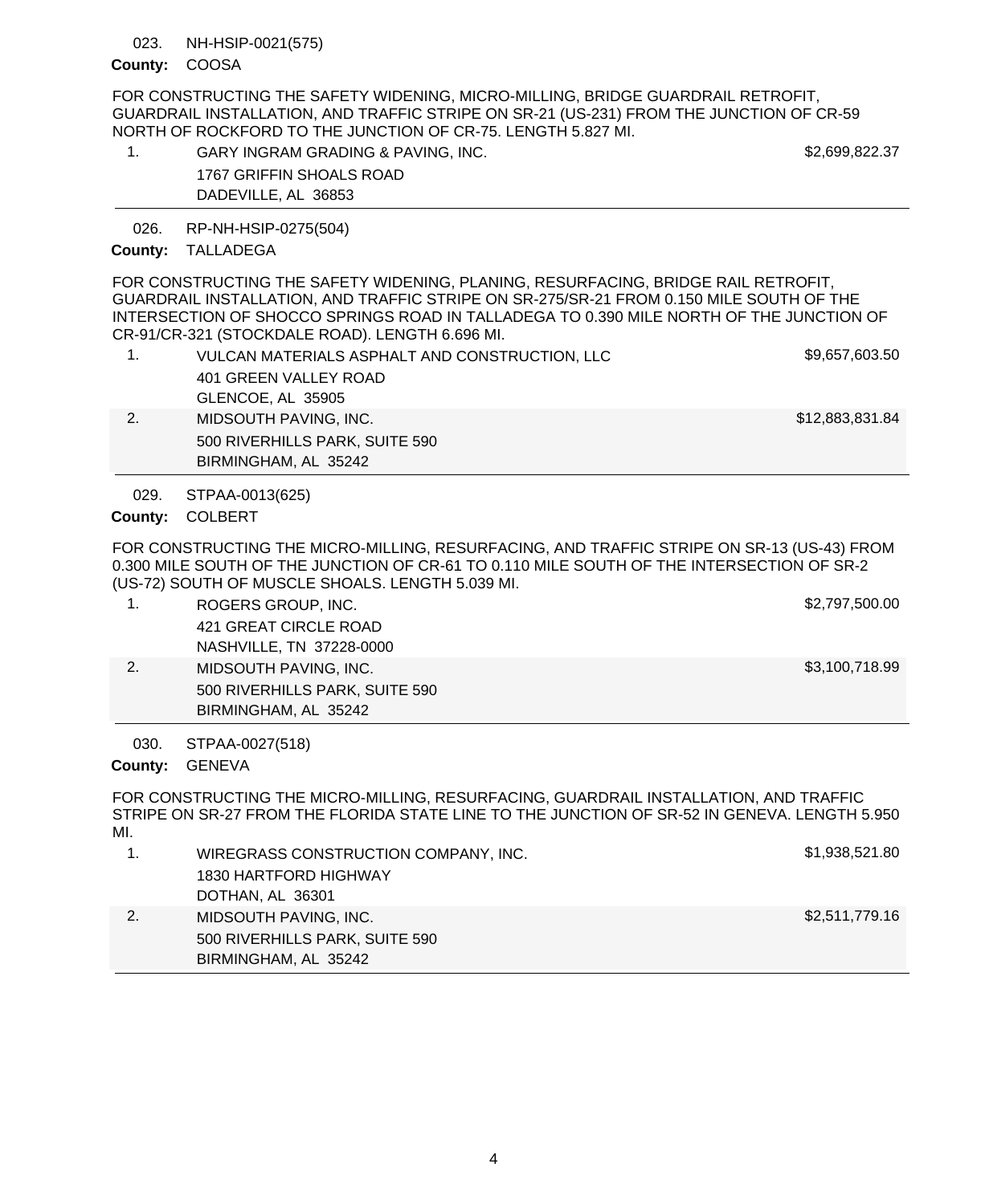023. NH-HSIP-0021(575)

**County:** COOSA

FOR CONSTRUCTING THE SAFETY WIDENING, MICRO-MILLING, BRIDGE GUARDRAIL RETROFIT, GUARDRAIL INSTALLATION, AND TRAFFIC STRIPE ON SR-21 (US-231) FROM THE JUNCTION OF CR-59 NORTH OF ROCKFORD TO THE JUNCTION OF CR-75. LENGTH 5.827 MI.

| | Bidder | Amount |
|---|---|---|
| 1. | GARY INGRAM GRADING & PAVING, INC.<br>1767 GRIFFIN SHOALS ROAD<br>DADEVILLE, AL 36853 | $2,699,822.37 |

026. RP-NH-HSIP-0275(504)

**County:** TALLADEGA

FOR CONSTRUCTING THE SAFETY WIDENING, PLANING, RESURFACING, BRIDGE RAIL RETROFIT, GUARDRAIL INSTALLATION, AND TRAFFIC STRIPE ON SR-275/SR-21 FROM 0.150 MILE SOUTH OF THE INTERSECTION OF SHOCCO SPRINGS ROAD IN TALLADEGA TO 0.390 MILE NORTH OF THE JUNCTION OF CR-91/CR-321 (STOCKDALE ROAD). LENGTH 6.696 MI.

| | Bidder | Amount |
|---|---|---|
| 1. | VULCAN MATERIALS ASPHALT AND CONSTRUCTION, LLC<br>401 GREEN VALLEY ROAD<br>GLENCOE, AL 35905 | $9,657,603.50 |
| 2. | MIDSOUTH PAVING, INC.<br>500 RIVERHILLS PARK, SUITE 590<br>BIRMINGHAM, AL 35242 | $12,883,831.84 |

029. STPAA-0013(625)

**County:** COLBERT

FOR CONSTRUCTING THE MICRO-MILLING, RESURFACING, AND TRAFFIC STRIPE ON SR-13 (US-43) FROM 0.300 MILE SOUTH OF THE JUNCTION OF CR-61 TO 0.110 MILE SOUTH OF THE INTERSECTION OF SR-2 (US-72) SOUTH OF MUSCLE SHOALS. LENGTH 5.039 MI.

| | Bidder | Amount |
|---|---|---|
| 1. | ROGERS GROUP, INC.<br>421 GREAT CIRCLE ROAD<br>NASHVILLE, TN 37228-0000 | $2,797,500.00 |
| 2. | MIDSOUTH PAVING, INC.<br>500 RIVERHILLS PARK, SUITE 590<br>BIRMINGHAM, AL 35242 | $3,100,718.99 |

030. STPAA-0027(518)

**County:** GENEVA

FOR CONSTRUCTING THE MICRO-MILLING, RESURFACING, GUARDRAIL INSTALLATION, AND TRAFFIC STRIPE ON SR-27 FROM THE FLORIDA STATE LINE TO THE JUNCTION OF SR-52 IN GENEVA. LENGTH 5.950 MI.

| | Bidder | Amount |
|---|---|---|
| 1. | WIREGRASS CONSTRUCTION COMPANY, INC.<br>1830 HARTFORD HIGHWAY<br>DOTHAN, AL 36301 | $1,938,521.80 |
| 2. | MIDSOUTH PAVING, INC.<br>500 RIVERHILLS PARK, SUITE 590<br>BIRMINGHAM, AL 35242 | $2,511,779.16 |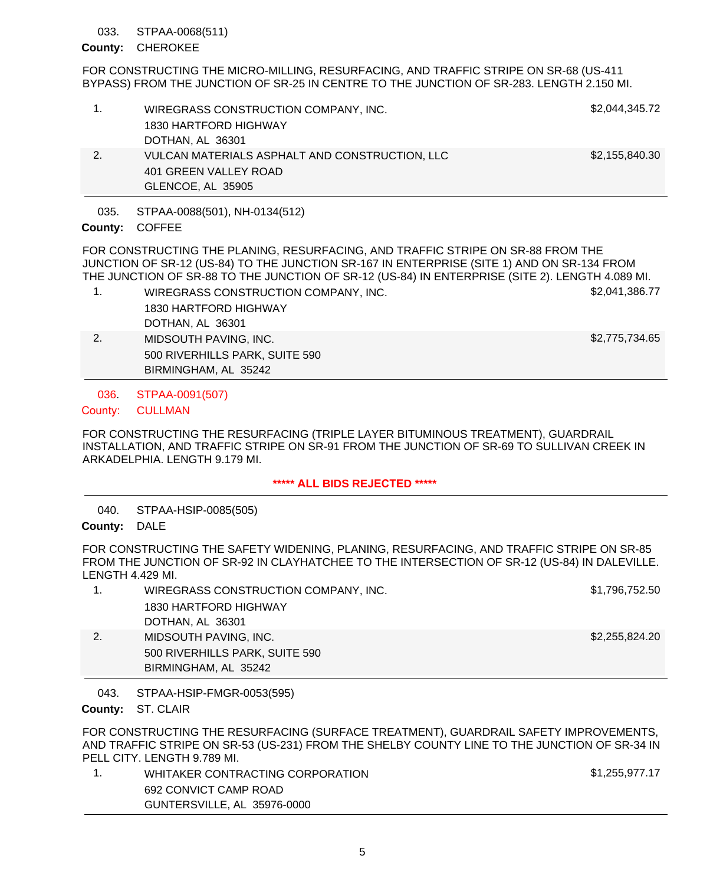033. STPAA-0068(511)

**County:** CHEROKEE

FOR CONSTRUCTING THE MICRO-MILLING, RESURFACING, AND TRAFFIC STRIPE ON SR-68 (US-411 BYPASS) FROM THE JUNCTION OF SR-25 IN CENTRE TO THE JUNCTION OF SR-283. LENGTH 2.150 MI.

| | | |
|---|---|---|
| 1. | WIREGRASS CONSTRUCTION COMPANY, INC.<br>1830 HARTFORD HIGHWAY<br>DOTHAN, AL 36301 | $2,044,345.72 |
| 2. | VULCAN MATERIALS ASPHALT AND CONSTRUCTION, LLC<br>401 GREEN VALLEY ROAD<br>GLENCOE, AL 35905 | $2,155,840.30 |

035. STPAA-0088(501), NH-0134(512)

**County:** COFFEE

FOR CONSTRUCTING THE PLANING, RESURFACING, AND TRAFFIC STRIPE ON SR-88 FROM THE JUNCTION OF SR-12 (US-84) TO THE JUNCTION SR-167 IN ENTERPRISE (SITE 1) AND ON SR-134 FROM THE JUNCTION OF SR-88 TO THE JUNCTION OF SR-12 (US-84) IN ENTERPRISE (SITE 2). LENGTH 4.089 MI.

| | | |
|---|---|---|
| 1. | WIREGRASS CONSTRUCTION COMPANY, INC.<br>1830 HARTFORD HIGHWAY<br>DOTHAN, AL 36301 | $2,041,386.77 |
| 2. | MIDSOUTH PAVING, INC.<br>500 RIVERHILLS PARK, SUITE 590<br>BIRMINGHAM, AL 35242 | $2,775,734.65 |

036. STPAA-0091(507)

County: CULLMAN

FOR CONSTRUCTING THE RESURFACING (TRIPLE LAYER BITUMINOUS TREATMENT), GUARDRAIL INSTALLATION, AND TRAFFIC STRIPE ON SR-91 FROM THE JUNCTION OF SR-69 TO SULLIVAN CREEK IN ARKADELPHIA. LENGTH 9.179 MI.

**\*\*\*\*\* ALL BIDS REJECTED \*\*\*\*\***

040. STPAA-HSIP-0085(505)

**County:** DALE

FOR CONSTRUCTING THE SAFETY WIDENING, PLANING, RESURFACING, AND TRAFFIC STRIPE ON SR-85 FROM THE JUNCTION OF SR-92 IN CLAYHATCHEE TO THE INTERSECTION OF SR-12 (US-84) IN DALEVILLE. LENGTH 4.429 MI.

| | | |
|---|---|---|
| 1. | WIREGRASS CONSTRUCTION COMPANY, INC.<br>1830 HARTFORD HIGHWAY<br>DOTHAN, AL 36301 | $1,796,752.50 |
| 2. | MIDSOUTH PAVING, INC.<br>500 RIVERHILLS PARK, SUITE 590<br>BIRMINGHAM, AL 35242 | $2,255,824.20 |

043. STPAA-HSIP-FMGR-0053(595)

**County:** ST. CLAIR

FOR CONSTRUCTING THE RESURFACING (SURFACE TREATMENT), GUARDRAIL SAFETY IMPROVEMENTS, AND TRAFFIC STRIPE ON SR-53 (US-231) FROM THE SHELBY COUNTY LINE TO THE JUNCTION OF SR-34 IN PELL CITY. LENGTH 9.789 MI.

| | | |
|---|---|---|
| 1. | WHITAKER CONTRACTING CORPORATION<br>692 CONVICT CAMP ROAD<br>GUNTERSVILLE, AL 35976-0000 | $1,255,977.17 |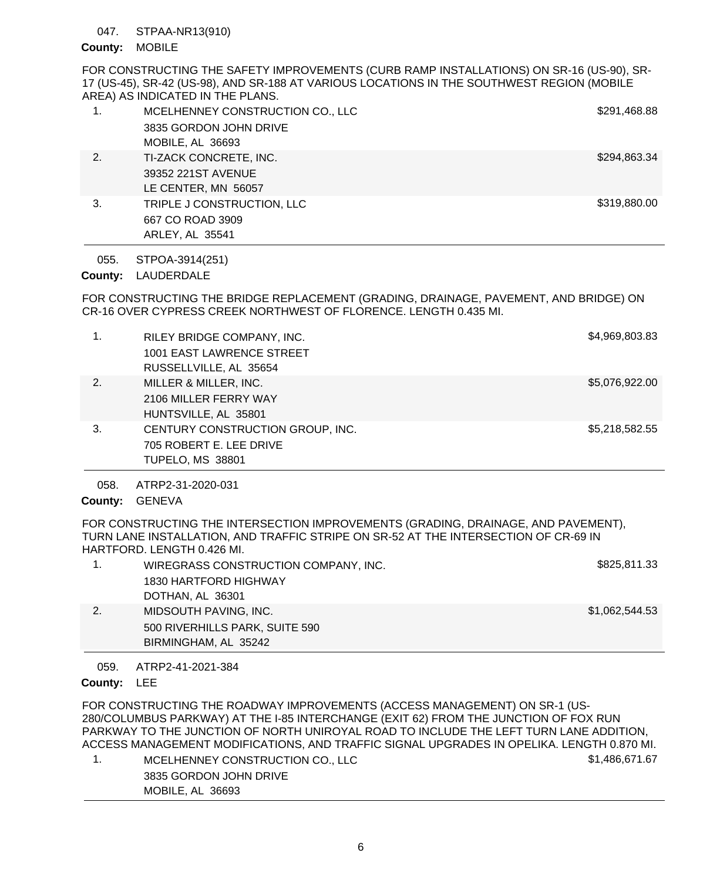047. STPAA-NR13(910)

**County:** MOBILE

FOR CONSTRUCTING THE SAFETY IMPROVEMENTS (CURB RAMP INSTALLATIONS) ON SR-16 (US-90), SR-17 (US-45), SR-42 (US-98), AND SR-188 AT VARIOUS LOCATIONS IN THE SOUTHWEST REGION (MOBILE AREA) AS INDICATED IN THE PLANS.

| | Bidder | Amount |
|---|---|---|
| 1. | MCELHENNEY CONSTRUCTION CO., LLC<br>3835 GORDON JOHN DRIVE<br>MOBILE, AL 36693 | $291,468.88 |
| 2. | TI-ZACK CONCRETE, INC.<br>39352 221ST AVENUE<br>LE CENTER, MN 56057 | $294,863.34 |
| 3. | TRIPLE J CONSTRUCTION, LLC<br>667 CO ROAD 3909<br>ARLEY, AL 35541 | $319,880.00 |

055. STPOA-3914(251)

**County:** LAUDERDALE

FOR CONSTRUCTING THE BRIDGE REPLACEMENT (GRADING, DRAINAGE, PAVEMENT, AND BRIDGE) ON CR-16 OVER CYPRESS CREEK NORTHWEST OF FLORENCE. LENGTH 0.435 MI.

| | Bidder | Amount |
|---|---|---|
| 1. | RILEY BRIDGE COMPANY, INC.<br>1001 EAST LAWRENCE STREET<br>RUSSELLVILLE, AL 35654 | $4,969,803.83 |
| 2. | MILLER & MILLER, INC.<br>2106 MILLER FERRY WAY<br>HUNTSVILLE, AL 35801 | $5,076,922.00 |
| 3. | CENTURY CONSTRUCTION GROUP, INC.<br>705 ROBERT E. LEE DRIVE<br>TUPELO, MS 38801 | $5,218,582.55 |

058. ATRP2-31-2020-031

**County:** GENEVA

FOR CONSTRUCTING THE INTERSECTION IMPROVEMENTS (GRADING, DRAINAGE, AND PAVEMENT), TURN LANE INSTALLATION, AND TRAFFIC STRIPE ON SR-52 AT THE INTERSECTION OF CR-69 IN HARTFORD. LENGTH 0.426 MI.

| | Bidder | Amount |
|---|---|---|
| 1. | WIREGRASS CONSTRUCTION COMPANY, INC.<br>1830 HARTFORD HIGHWAY<br>DOTHAN, AL 36301 | $825,811.33 |
| 2. | MIDSOUTH PAVING, INC.<br>500 RIVERHILLS PARK, SUITE 590<br>BIRMINGHAM, AL 35242 | $1,062,544.53 |

059. ATRP2-41-2021-384

**County:** LEE

FOR CONSTRUCTING THE ROADWAY IMPROVEMENTS (ACCESS MANAGEMENT) ON SR-1 (US-280/COLUMBUS PARKWAY) AT THE I-85 INTERCHANGE (EXIT 62) FROM THE JUNCTION OF FOX RUN PARKWAY TO THE JUNCTION OF NORTH UNIROYAL ROAD TO INCLUDE THE LEFT TURN LANE ADDITION, ACCESS MANAGEMENT MODIFICATIONS, AND TRAFFIC SIGNAL UPGRADES IN OPELIKA. LENGTH 0.870 MI.

| | Bidder | Amount |
|---|---|---|
| 1. | MCELHENNEY CONSTRUCTION CO., LLC<br>3835 GORDON JOHN DRIVE<br>MOBILE, AL 36693 | $1,486,671.67 |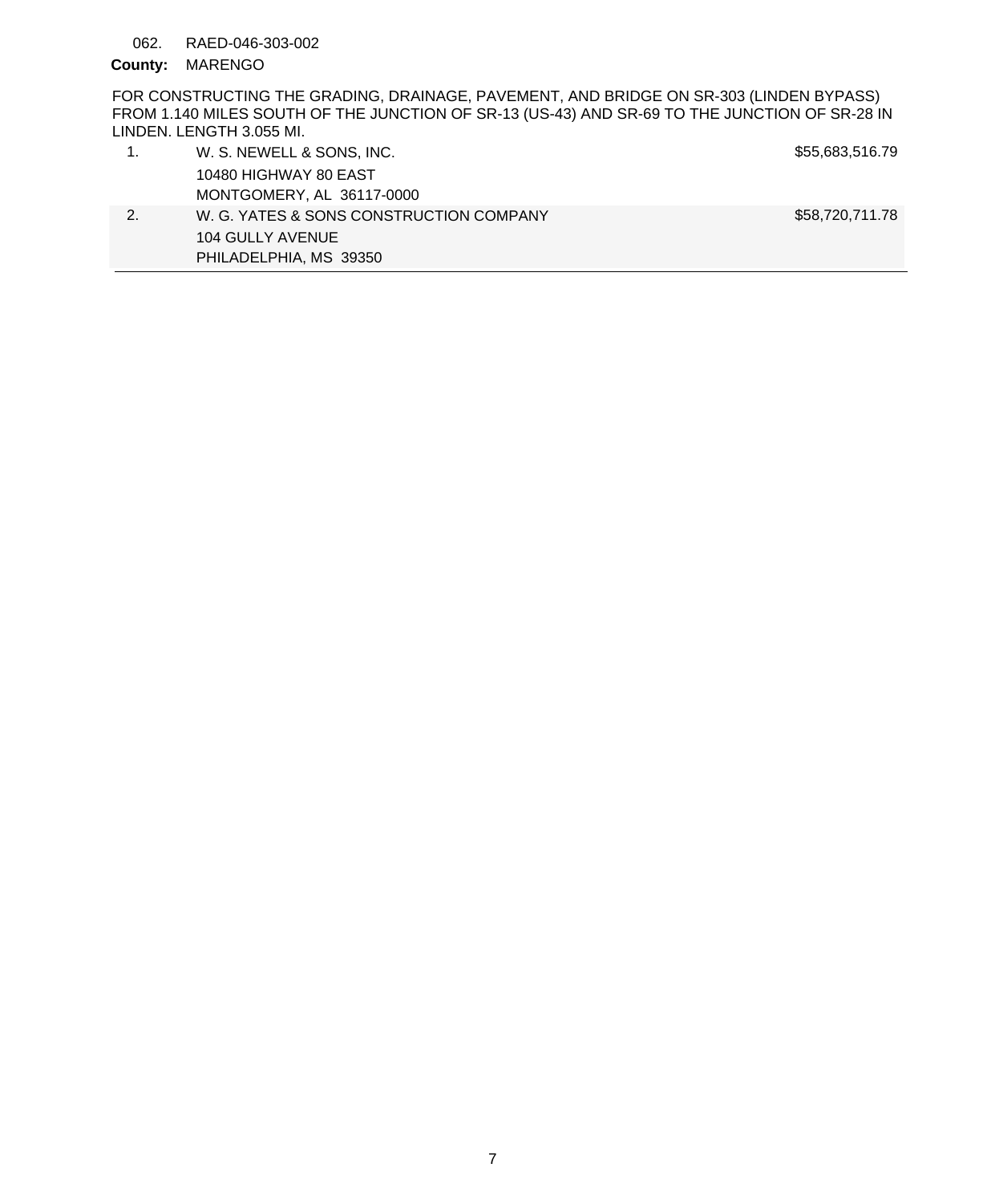062. RAED-046-303-002

**County:** MARENGO

FOR CONSTRUCTING THE GRADING, DRAINAGE, PAVEMENT, AND BRIDGE ON SR-303 (LINDEN BYPASS) FROM 1.140 MILES SOUTH OF THE JUNCTION OF SR-13 (US-43) AND SR-69 TO THE JUNCTION OF SR-28 IN LINDEN. LENGTH 3.055 MI.

| | | |
|---|---|---|
| 1. | W. S. NEWELL & SONS, INC.<br>10480 HIGHWAY 80 EAST<br>MONTGOMERY, AL 36117-0000 | $55,683,516.79 |
| 2. | W. G. YATES & SONS CONSTRUCTION COMPANY<br>104 GULLY AVENUE<br>PHILADELPHIA, MS 39350 | $58,720,711.78 |